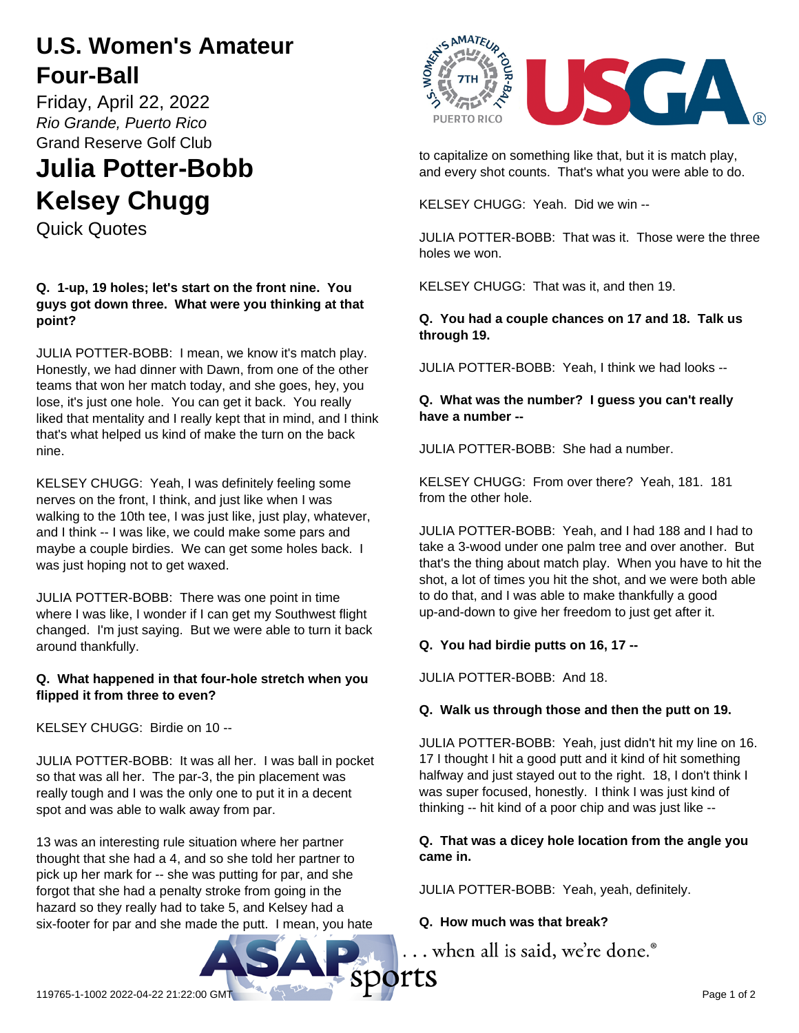# U.S. Women's Amateur Four-Ball

Friday, April 22, 2022

*Rio Grande, Puerto Rico*

Grand Reserve Golf Club

# Julia Potter-Bobb
# Kelsey Chugg

Quick Quotes

**Q. 1-up, 19 holes; let's start on the front nine. You guys got down three. What were you thinking at that point?**

JULIA POTTER-BOBB: I mean, we know it's match play. Honestly, we had dinner with Dawn, from one of the other teams that won her match today, and she goes, hey, you lose, it's just one hole. You can get it back. You really liked that mentality and I really kept that in mind, and I think that's what helped us kind of make the turn on the back nine.

KELSEY CHUGG: Yeah, I was definitely feeling some nerves on the front, I think, and just like when I was walking to the 10th tee, I was just like, just play, whatever, and I think -- I was like, we could make some pars and maybe a couple birdies. We can get some holes back. I was just hoping not to get waxed.

JULIA POTTER-BOBB: There was one point in time where I was like, I wonder if I can get my Southwest flight changed. I'm just saying. But we were able to turn it back around thankfully.

**Q. What happened in that four-hole stretch when you flipped it from three to even?**

KELSEY CHUGG: Birdie on 10 --

JULIA POTTER-BOBB: It was all her. I was ball in pocket so that was all her. The par-3, the pin placement was really tough and I was the only one to put it in a decent spot and was able to walk away from par.

13 was an interesting rule situation where her partner thought that she had a 4, and so she told her partner to pick up her mark for -- she was putting for par, and she forgot that she had a penalty stroke from going in the hazard so they really had to take 5, and Kelsey had a six-footer for par and she made the putt. I mean, you hate to capitalize on something like that, but it is match play, and every shot counts. That's what you were able to do.

KELSEY CHUGG: Yeah. Did we win --

JULIA POTTER-BOBB: That was it. Those were the three holes we won.

KELSEY CHUGG: That was it, and then 19.

**Q. You had a couple chances on 17 and 18. Talk us through 19.**

JULIA POTTER-BOBB: Yeah, I think we had looks --

**Q. What was the number? I guess you can't really have a number --**

JULIA POTTER-BOBB: She had a number.

KELSEY CHUGG: From over there? Yeah, 181. 181 from the other hole.

JULIA POTTER-BOBB: Yeah, and I had 188 and I had to take a 3-wood under one palm tree and over another. But that's the thing about match play. When you have to hit the shot, a lot of times you hit the shot, and we were both able to do that, and I was able to make thankfully a good up-and-down to give her freedom to just get after it.

**Q. You had birdie putts on 16, 17 --**

JULIA POTTER-BOBB: And 18.

**Q. Walk us through those and then the putt on 19.**

JULIA POTTER-BOBB: Yeah, just didn't hit my line on 16. 17 I thought I hit a good putt and it kind of hit something halfway and just stayed out to the right. 18, I don't think I was super focused, honestly. I think I was just kind of thinking -- hit kind of a poor chip and was just like --

**Q. That was a dicey hole location from the angle you came in.**

JULIA POTTER-BOBB: Yeah, yeah, definitely.

**Q. How much was that break?**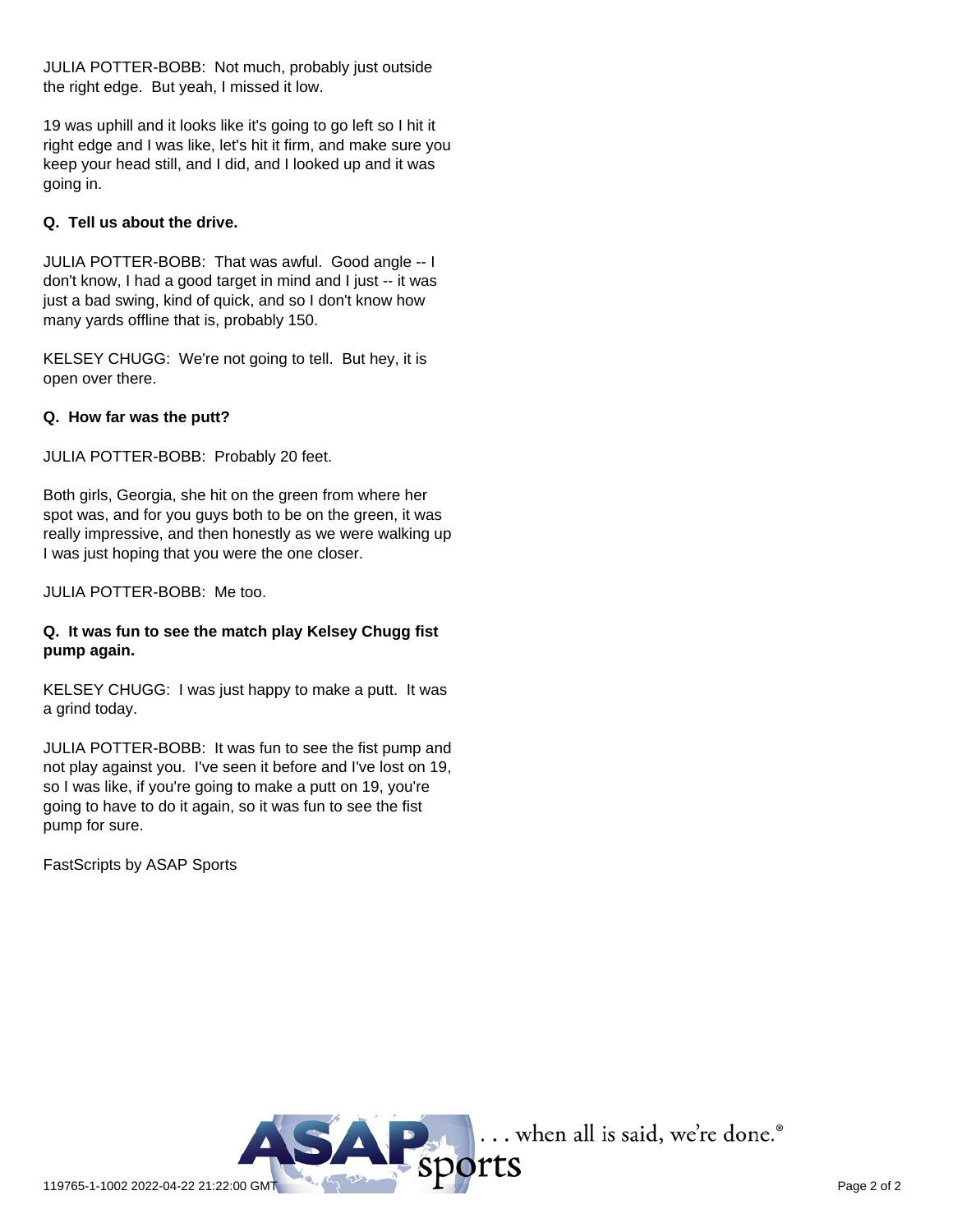JULIA POTTER-BOBB: Not much, probably just outside the right edge. But yeah, I missed it low.

19 was uphill and it looks like it's going to go left so I hit it right edge and I was like, let's hit it firm, and make sure you keep your head still, and I did, and I looked up and it was going in.

**Q. Tell us about the drive.**

JULIA POTTER-BOBB: That was awful. Good angle -- I don't know, I had a good target in mind and I just -- it was just a bad swing, kind of quick, and so I don't know how many yards offline that is, probably 150.

KELSEY CHUGG: We're not going to tell. But hey, it is open over there.

**Q. How far was the putt?**

JULIA POTTER-BOBB: Probably 20 feet.

Both girls, Georgia, she hit on the green from where her spot was, and for you guys both to be on the green, it was really impressive, and then honestly as we were walking up I was just hoping that you were the one closer.

JULIA POTTER-BOBB: Me too.

**Q. It was fun to see the match play Kelsey Chugg fist pump again.**

KELSEY CHUGG: I was just happy to make a putt. It was a grind today.

JULIA POTTER-BOBB: It was fun to see the fist pump and not play against you. I've seen it before and I've lost on 19, so I was like, if you're going to make a putt on 19, you're going to have to do it again, so it was fun to see the fist pump for sure.

FastScripts by ASAP Sports